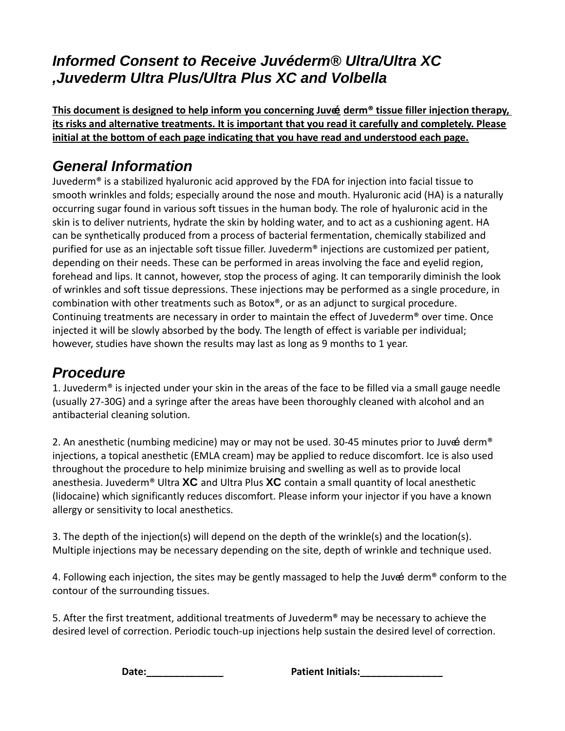# *Informed Consent to Receive Juvéderm® Ultra/Ultra XC ,Juvederm Ultra Plus/Ultra Plus XC and Volbella*

**<u>This document is designed to help inform you concerning Juvé derm® tissue filler injection therapy, its risks and alternative treatments. It is important that you read it carefully and completely. Please initial at the bottom of each page indicating that you have read and understood each page.</u>**

## *General Information*

Juvederm® is a stabilized hyaluronic acid approved by the FDA for injection into facial tissue to smooth wrinkles and folds; especially around the nose and mouth. Hyaluronic acid (HA) is a naturally occurring sugar found in various soft tissues in the human body. The role of hyaluronic acid in the skin is to deliver nutrients, hydrate the skin by holding water, and to act as a cushioning agent. HA can be synthetically produced from a process of bacterial fermentation, chemically stabilized and purified for use as an injectable soft tissue filler. Juvederm® injections are customized per patient, depending on their needs. These can be performed in areas involving the face and eyelid region, forehead and lips. It cannot, however, stop the process of aging. It can temporarily diminish the look of wrinkles and soft tissue depressions. These injections may be performed as a single procedure, in combination with other treatments such as Botox®, or as an adjunct to surgical procedure. Continuing treatments are necessary in order to maintain the effect of Juvederm® over time. Once injected it will be slowly absorbed by the body. The length of effect is variable per individual; however, studies have shown the results may last as long as 9 months to 1 year.

## *Procedure*

1. Juvederm® is injected under your skin in the areas of the face to be filled via a small gauge needle (usually 27-30G) and a syringe after the areas have been thoroughly cleaned with alcohol and an antibacterial cleaning solution.

2. An anesthetic (numbing medicine) may or may not be used. 30-45 minutes prior to Juvé derm® injections, a topical anesthetic (EMLA cream) may be applied to reduce discomfort. Ice is also used throughout the procedure to help minimize bruising and swelling as well as to provide local anesthesia. Juvederm® Ultra **XC** and Ultra Plus **XC** contain a small quantity of local anesthetic (lidocaine) which significantly reduces discomfort. Please inform your injector if you have a known allergy or sensitivity to local anesthetics.

3. The depth of the injection(s) will depend on the depth of the wrinkle(s) and the location(s). Multiple injections may be necessary depending on the site, depth of wrinkle and technique used.

4. Following each injection, the sites may be gently massaged to help the Juvé derm® conform to the contour of the surrounding tissues.

5. After the first treatment, additional treatments of Juvederm® may be necessary to achieve the desired level of correction. Periodic touch-up injections help sustain the desired level of correction.

**Date:______________** **Patient Initials:_______________**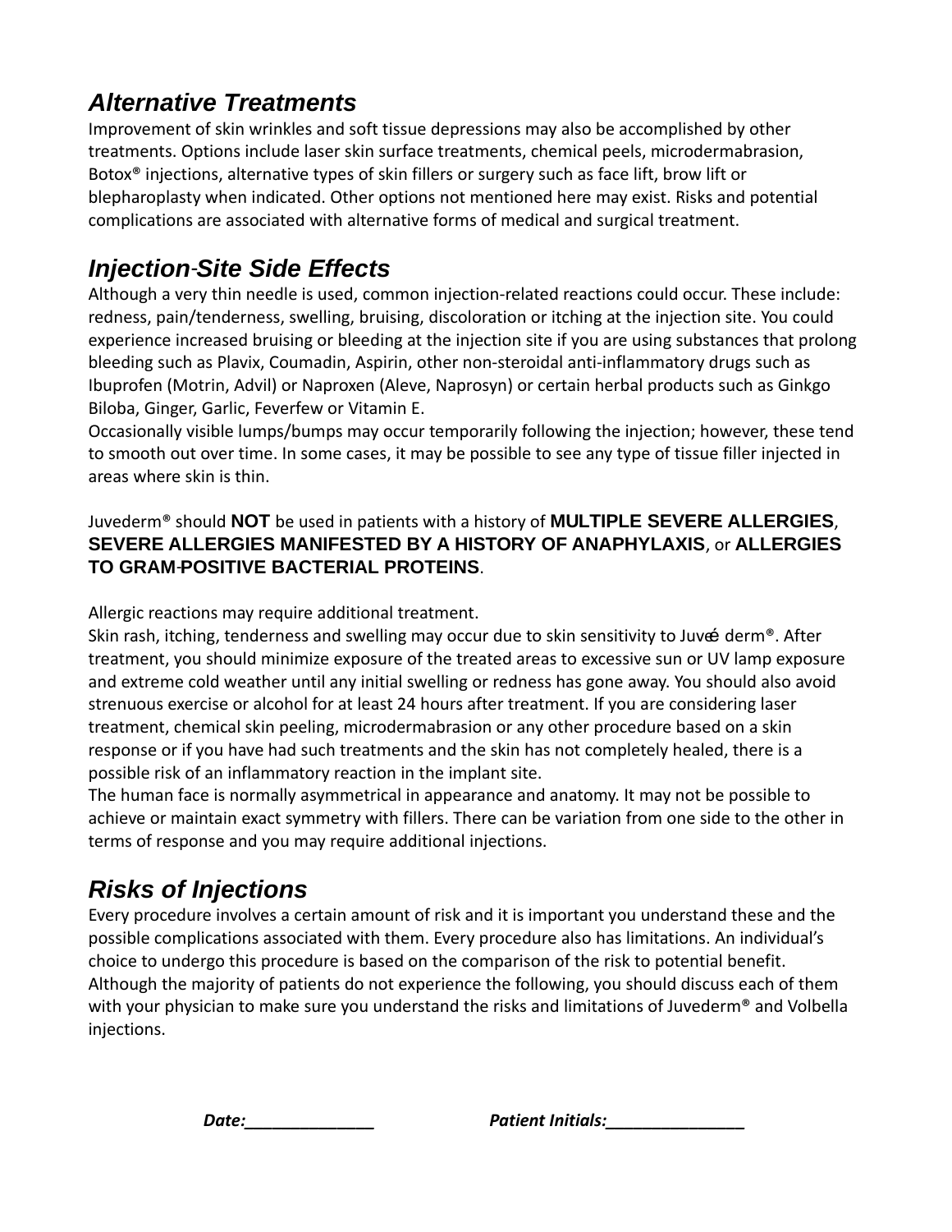## *Alternative Treatments*

Improvement of skin wrinkles and soft tissue depressions may also be accomplished by other treatments. Options include laser skin surface treatments, chemical peels, microdermabrasion, Botox® injections, alternative types of skin fillers or surgery such as face lift, brow lift or blepharoplasty when indicated. Other options not mentioned here may exist. Risks and potential complications are associated with alternative forms of medical and surgical treatment.

## *Injection-Site Side Effects*

Although a very thin needle is used, common injection-related reactions could occur. These include: redness, pain/tenderness, swelling, bruising, discoloration or itching at the injection site. You could experience increased bruising or bleeding at the injection site if you are using substances that prolong bleeding such as Plavix, Coumadin, Aspirin, other non-steroidal anti-inflammatory drugs such as Ibuprofen (Motrin, Advil) or Naproxen (Aleve, Naprosyn) or certain herbal products such as Ginkgo Biloba, Ginger, Garlic, Feverfew or Vitamin E.
Occasionally visible lumps/bumps may occur temporarily following the injection; however, these tend to smooth out over time. In some cases, it may be possible to see any type of tissue filler injected in areas where skin is thin.

Juvederm® should **NOT** be used in patients with a history of **MULTIPLE SEVERE ALLERGIES**, **SEVERE ALLERGIES MANIFESTED BY A HISTORY OF ANAPHYLAXIS**, or **ALLERGIES TO GRAM-POSITIVE BACTERIAL PROTEINS**.

Allergic reactions may require additional treatment.
Skin rash, itching, tenderness and swelling may occur due to skin sensitivity to Juvé derm®. After treatment, you should minimize exposure of the treated areas to excessive sun or UV lamp exposure and extreme cold weather until any initial swelling or redness has gone away. You should also avoid strenuous exercise or alcohol for at least 24 hours after treatment. If you are considering laser treatment, chemical skin peeling, microdermabrasion or any other procedure based on a skin response or if you have had such treatments and the skin has not completely healed, there is a possible risk of an inflammatory reaction in the implant site.
The human face is normally asymmetrical in appearance and anatomy. It may not be possible to achieve or maintain exact symmetry with fillers. There can be variation from one side to the other in terms of response and you may require additional injections.

## *Risks of Injections*

Every procedure involves a certain amount of risk and it is important you understand these and the possible complications associated with them. Every procedure also has limitations. An individual's choice to undergo this procedure is based on the comparison of the risk to potential benefit. Although the majority of patients do not experience the following, you should discuss each of them with your physician to make sure you understand the risks and limitations of Juvederm® and Volbella injections.

***Date:_______________*** ***Patient Initials:________________***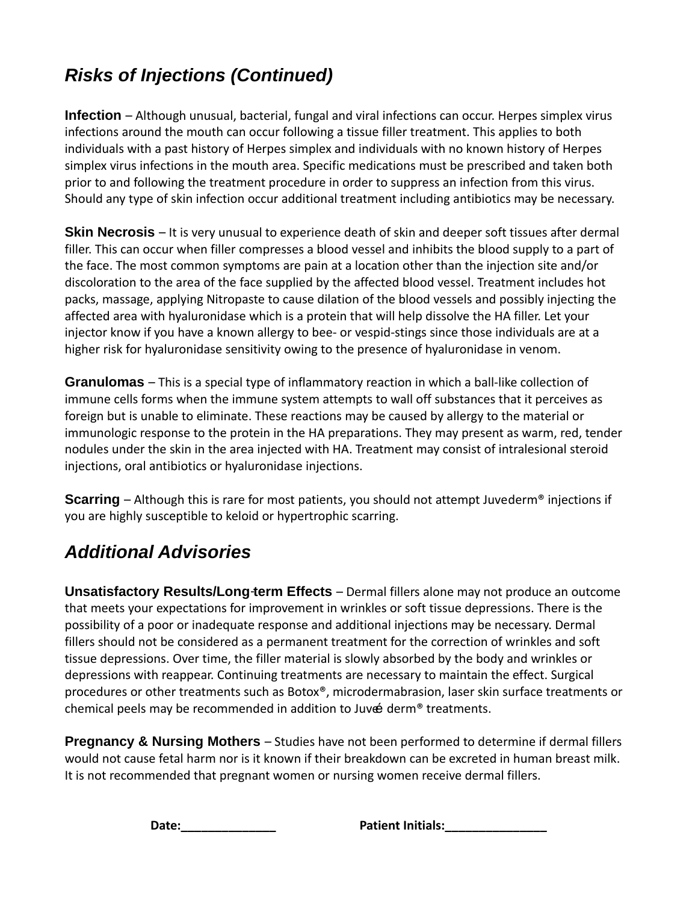## *Risks of Injections (Continued)*

**Infection** – Although unusual, bacterial, fungal and viral infections can occur. Herpes simplex virus infections around the mouth can occur following a tissue filler treatment. This applies to both individuals with a past history of Herpes simplex and individuals with no known history of Herpes simplex virus infections in the mouth area. Specific medications must be prescribed and taken both prior to and following the treatment procedure in order to suppress an infection from this virus. Should any type of skin infection occur additional treatment including antibiotics may be necessary.

**Skin Necrosis** – It is very unusual to experience death of skin and deeper soft tissues after dermal filler. This can occur when filler compresses a blood vessel and inhibits the blood supply to a part of the face. The most common symptoms are pain at a location other than the injection site and/or discoloration to the area of the face supplied by the affected blood vessel. Treatment includes hot packs, massage, applying Nitropaste to cause dilation of the blood vessels and possibly injecting the affected area with hyaluronidase which is a protein that will help dissolve the HA filler. Let your injector know if you have a known allergy to bee- or vespid-stings since those individuals are at a higher risk for hyaluronidase sensitivity owing to the presence of hyaluronidase in venom.

**Granulomas** – This is a special type of inflammatory reaction in which a ball-like collection of immune cells forms when the immune system attempts to wall off substances that it perceives as foreign but is unable to eliminate. These reactions may be caused by allergy to the material or immunologic response to the protein in the HA preparations. They may present as warm, red, tender nodules under the skin in the area injected with HA. Treatment may consist of intralesional steroid injections, oral antibiotics or hyaluronidase injections.

**Scarring** – Although this is rare for most patients, you should not attempt Juvederm® injections if you are highly susceptible to keloid or hypertrophic scarring.

## *Additional Advisories*

**Unsatisfactory Results/Long-term Effects** – Dermal fillers alone may not produce an outcome that meets your expectations for improvement in wrinkles or soft tissue depressions. There is the possibility of a poor or inadequate response and additional injections may be necessary. Dermal fillers should not be considered as a permanent treatment for the correction of wrinkles and soft tissue depressions. Over time, the filler material is slowly absorbed by the body and wrinkles or depressions with reappear. Continuing treatments are necessary to maintain the effect. Surgical procedures or other treatments such as Botox®, microdermabrasion, laser skin surface treatments or chemical peels may be recommended in addition to Juvé derm® treatments.

**Pregnancy & Nursing Mothers** – Studies have not been performed to determine if dermal fillers would not cause fetal harm nor is it known if their breakdown can be excreted in human breast milk. It is not recommended that pregnant women or nursing women receive dermal fillers.

**Date:______________** **Patient Initials:_______________**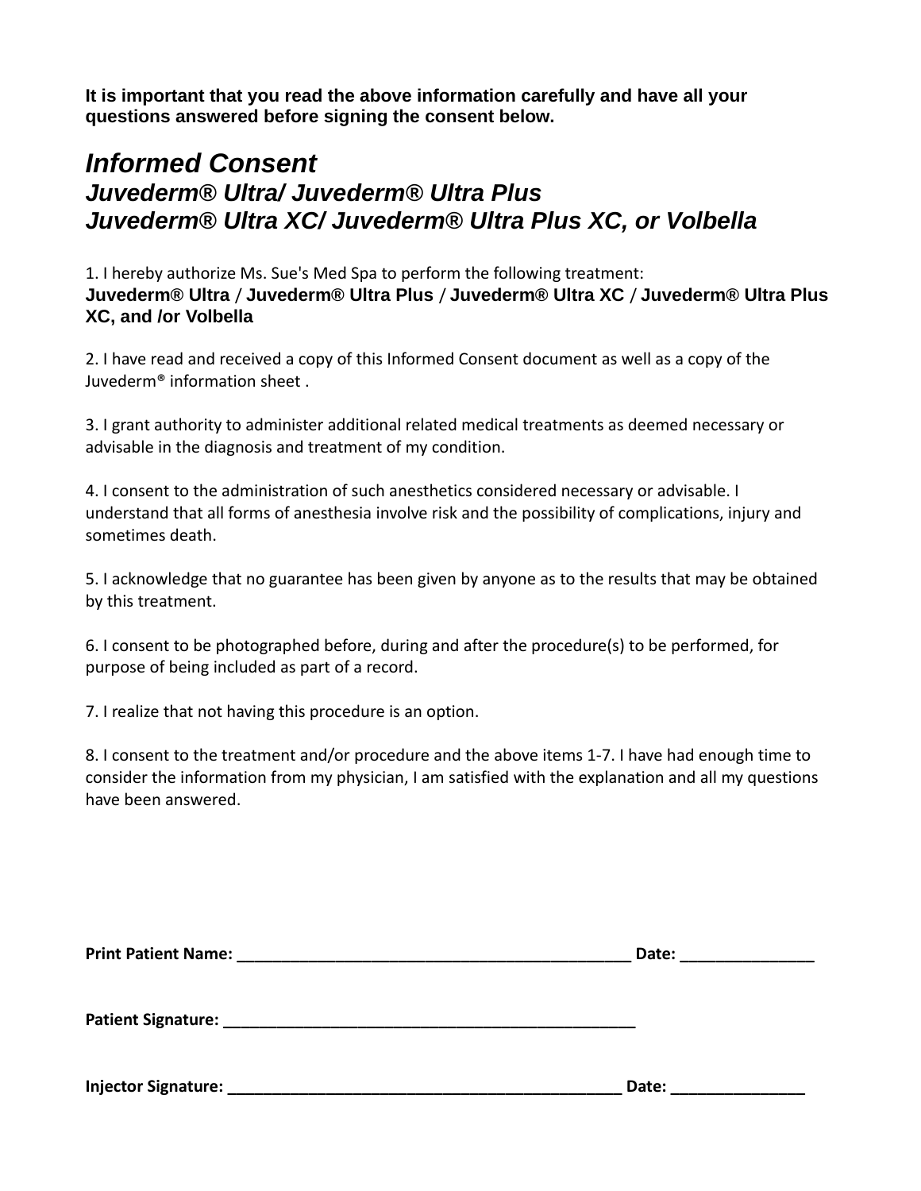**It is important that you read the above information carefully and have all your questions answered before signing the consent below.**

# *Informed Consent*

## *Juvederm® Ultra/ Juvederm® Ultra Plus*
## *Juvederm® Ultra XC/ Juvederm® Ultra Plus XC, or Volbella*

1. I hereby authorize Ms. Sue's Med Spa to perform the following treatment:
**Juvederm® Ultra** / **Juvederm® Ultra Plus** / **Juvederm® Ultra XC** / **Juvederm® Ultra Plus XC, and /or Volbella**

2. I have read and received a copy of this Informed Consent document as well as a copy of the Juvederm® information sheet .

3. I grant authority to administer additional related medical treatments as deemed necessary or advisable in the diagnosis and treatment of my condition.

4. I consent to the administration of such anesthetics considered necessary or advisable. I understand that all forms of anesthesia involve risk and the possibility of complications, injury and sometimes death.

5. I acknowledge that no guarantee has been given by anyone as to the results that may be obtained by this treatment.

6. I consent to be photographed before, during and after the procedure(s) to be performed, for purpose of being included as part of a record.

7. I realize that not having this procedure is an option.

8. I consent to the treatment and/or procedure and the above items 1-7. I have had enough time to consider the information from my physician, I am satisfied with the explanation and all my questions have been answered.

**Print Patient Name: _______________________________________________ Date: _______________**

**Patient Signature: ________________________________________________**

**Injector Signature: _______________________________________________ Date: _______________**